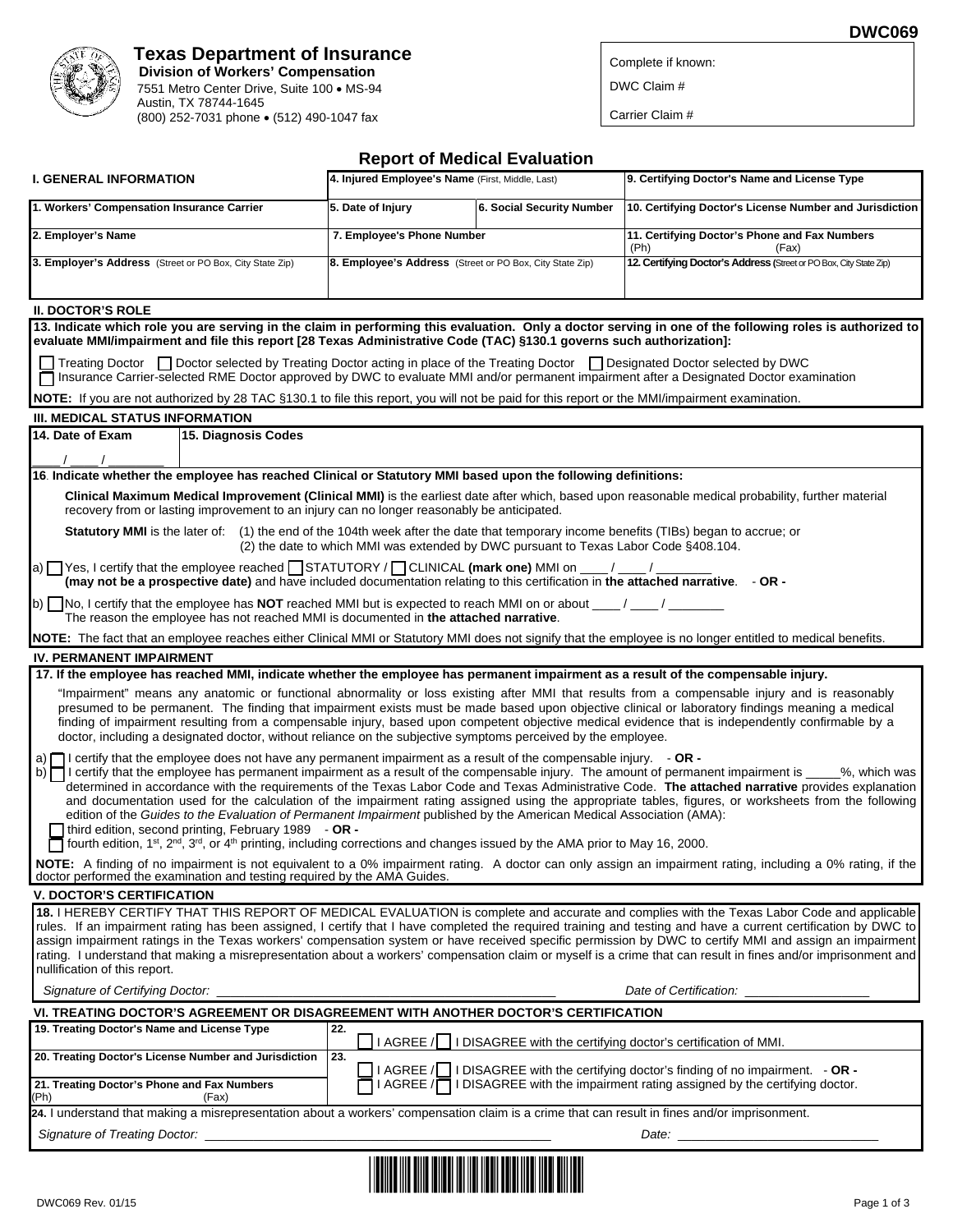DWC069

**Texas Department of Insurance**
**Division of Workers' Compensation**
7551 Metro Center Drive, Suite 100 • MS-94
Austin, TX 78744-1645
(800) 252-7031 phone • (512) 490-1047 fax

Complete if known:

DWC Claim #

Carrier Claim #

# Report of Medical Evaluation

| I. GENERAL INFORMATION | 4. Injured Employee's Name (First, Middle, Last) | | 9. Certifying Doctor's Name and License Type |
|---|---|---|---|
| 1. Workers' Compensation Insurance Carrier | 5. Date of Injury | 6. Social Security Number | 10. Certifying Doctor's License Number and Jurisdiction |
| 2. Employer's Name | 7. Employee's Phone Number | | 11. Certifying Doctor's Phone and Fax Numbers (Ph) (Fax) |
| 3. Employer's Address (Street or PO Box, City State Zip) | 8. Employee's Address (Street or PO Box, City State Zip) | | 12. Certifying Doctor's Address (Street or PO Box, City State Zip) |

## II. DOCTOR'S ROLE

**13. Indicate which role you are serving in the claim in performing this evaluation. Only a doctor serving in one of the following roles is authorized to evaluate MMI/impairment and file this report [28 Texas Administrative Code (TAC) §130.1 governs such authorization]:**

☐ Treating Doctor ☐ Doctor selected by Treating Doctor acting in place of the Treating Doctor ☐ Designated Doctor selected by DWC
☐ Insurance Carrier-selected RME Doctor approved by DWC to evaluate MMI and/or permanent impairment after a Designated Doctor examination

**NOTE:** If you are not authorized by 28 TAC §130.1 to file this report, you will not be paid for this report or the MMI/impairment examination.

## III. MEDICAL STATUS INFORMATION

| 14. Date of Exam | 15. Diagnosis Codes |
|---|---|
| ____ / ____ / ________ | |

**16. Indicate whether the employee has reached Clinical or Statutory MMI based upon the following definitions:**

**Clinical Maximum Medical Improvement (Clinical MMI)** is the earliest date after which, based upon reasonable medical probability, further material recovery from or lasting improvement to an injury can no longer reasonably be anticipated.

**Statutory MMI** is the later of: (1) the end of the 104th week after the date that temporary income benefits (TIBs) began to accrue; or (2) the date to which MMI was extended by DWC pursuant to Texas Labor Code §408.104.

a) ☐ Yes, I certify that the employee reached ☐ STATUTORY / ☐ CLINICAL **(mark one)** MMI on ____ / ____ / ________ **(may not be a prospective date)** and have included documentation relating to this certification in **the attached narrative**. - **OR -**

b) ☐ No, I certify that the employee has **NOT** reached MMI but is expected to reach MMI on or about ____ / ____ / ________ The reason the employee has not reached MMI is documented in **the attached narrative**.

**NOTE:** The fact that an employee reaches either Clinical MMI or Statutory MMI does not signify that the employee is no longer entitled to medical benefits.

## IV. PERMANENT IMPAIRMENT

**17. If the employee has reached MMI, indicate whether the employee has permanent impairment as a result of the compensable injury.**

"Impairment" means any anatomic or functional abnormality or loss existing after MMI that results from a compensable injury and is reasonably presumed to be permanent. The finding that impairment exists must be made based upon objective clinical or laboratory findings meaning a medical finding of impairment resulting from a compensable injury, based upon competent objective medical evidence that is independently confirmable by a doctor, including a designated doctor, without reliance on the subjective symptoms perceived by the employee.

a) ☐ I certify that the employee does not have any permanent impairment as a result of the compensable injury. - **OR -**
b) ☐ I certify that the employee has permanent impairment as a result of the compensable injury. The amount of permanent impairment is _____%, which was determined in accordance with the requirements of the Texas Labor Code and Texas Administrative Code. **The attached narrative** provides explanation and documentation used for the calculation of the impairment rating assigned using the appropriate tables, figures, or worksheets from the following edition of the *Guides to the Evaluation of Permanent Impairment* published by the American Medical Association (AMA):
☐ third edition, second printing, February 1989 - **OR -**
☐ fourth edition, 1st, 2nd, 3rd, or 4th printing, including corrections and changes issued by the AMA prior to May 16, 2000.

**NOTE:** A finding of no impairment is not equivalent to a 0% impairment rating. A doctor can only assign an impairment rating, including a 0% rating, if the doctor performed the examination and testing required by the AMA Guides.

## V. DOCTOR'S CERTIFICATION

**18.** I HEREBY CERTIFY THAT THIS REPORT OF MEDICAL EVALUATION is complete and accurate and complies with the Texas Labor Code and applicable rules. If an impairment rating has been assigned, I certify that I have completed the required training and testing and have a current certification by DWC to assign impairment ratings in the Texas workers' compensation system or have received specific permission by DWC to certify MMI and assign an impairment rating. I understand that making a misrepresentation about a workers' compensation claim or myself is a crime that can result in fines and/or imprisonment and nullification of this report.

*Signature of Certifying Doctor:* ______________________________ *Date of Certification:* __________________

## VI. TREATING DOCTOR'S AGREEMENT OR DISAGREEMENT WITH ANOTHER DOCTOR'S CERTIFICATION

| 19. Treating Doctor's Name and License Type | 22. ☐ I AGREE / ☐ I DISAGREE with the certifying doctor's certification of MMI. |
|---|---|
| 20. Treating Doctor's License Number and Jurisdiction | 23. ☐ I AGREE / ☐ I DISAGREE with the certifying doctor's finding of no impairment. - **OR -** ☐ I AGREE / ☐ I DISAGREE with the impairment rating assigned by the certifying doctor. |
| 21. Treating Doctor's Phone and Fax Numbers (Ph) (Fax) | |

**24.** I understand that making a misrepresentation about a workers' compensation claim is a crime that can result in fines and/or imprisonment.

*Signature of Treating Doctor:* ______________________________ *Date:* ______________________________

DWC069 Rev. 01/15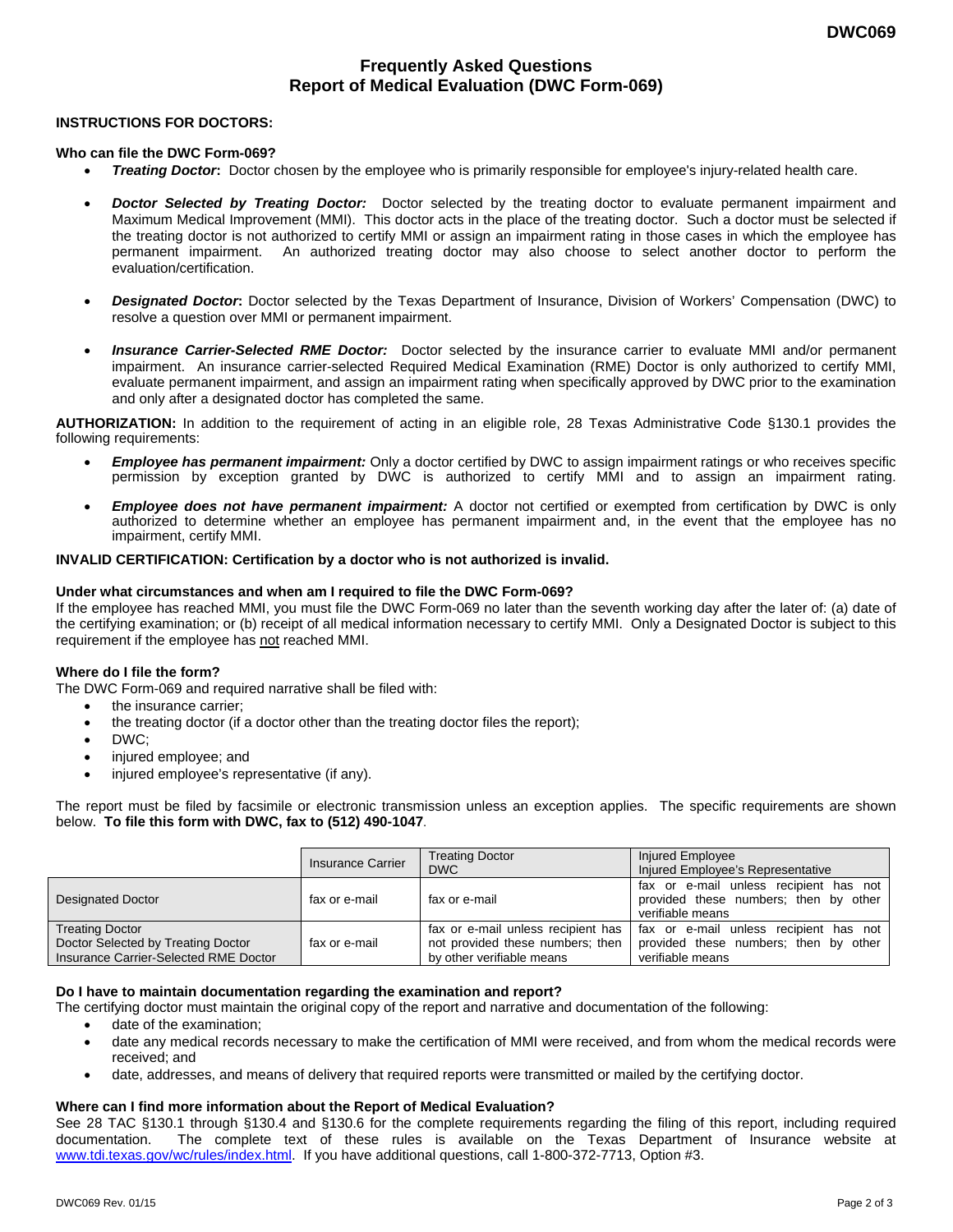# Frequently Asked Questions
# Report of Medical Evaluation (DWC Form-069)

## INSTRUCTIONS FOR DOCTORS:

### Who can file the DWC Form-069?

- ***Treating Doctor*:** Doctor chosen by the employee who is primarily responsible for employee's injury-related health care.
- ***Doctor Selected by Treating Doctor:*** Doctor selected by the treating doctor to evaluate permanent impairment and Maximum Medical Improvement (MMI). This doctor acts in the place of the treating doctor. Such a doctor must be selected if the treating doctor is not authorized to certify MMI or assign an impairment rating in those cases in which the employee has permanent impairment. An authorized treating doctor may also choose to select another doctor to perform the evaluation/certification.
- ***Designated Doctor*:** Doctor selected by the Texas Department of Insurance, Division of Workers' Compensation (DWC) to resolve a question over MMI or permanent impairment.
- ***Insurance Carrier-Selected RME Doctor:*** Doctor selected by the insurance carrier to evaluate MMI and/or permanent impairment. An insurance carrier-selected Required Medical Examination (RME) Doctor is only authorized to certify MMI, evaluate permanent impairment, and assign an impairment rating when specifically approved by DWC prior to the examination and only after a designated doctor has completed the same.

**AUTHORIZATION:** In addition to the requirement of acting in an eligible role, 28 Texas Administrative Code §130.1 provides the following requirements:

- ***Employee has permanent impairment:*** Only a doctor certified by DWC to assign impairment ratings or who receives specific permission by exception granted by DWC is authorized to certify MMI and to assign an impairment rating.
- ***Employee does not have permanent impairment:*** A doctor not certified or exempted from certification by DWC is only authorized to determine whether an employee has permanent impairment and, in the event that the employee has no impairment, certify MMI.

**INVALID CERTIFICATION: Certification by a doctor who is not authorized is invalid.**

### Under what circumstances and when am I required to file the DWC Form-069?

If the employee has reached MMI, you must file the DWC Form-069 no later than the seventh working day after the later of: (a) date of the certifying examination; or (b) receipt of all medical information necessary to certify MMI. Only a Designated Doctor is subject to this requirement if the employee has not reached MMI.

### Where do I file the form?

The DWC Form-069 and required narrative shall be filed with:

- the insurance carrier;
- the treating doctor (if a doctor other than the treating doctor files the report);
- DWC;
- injured employee; and
- injured employee's representative (if any).

The report must be filed by facsimile or electronic transmission unless an exception applies. The specific requirements are shown below. **To file this form with DWC, fax to (512) 490-1047**.

| | Insurance Carrier | Treating Doctor<br>DWC | Injured Employee<br>Injured Employee's Representative |
|---|---|---|---|
| Designated Doctor | fax or e-mail | fax or e-mail | fax or e-mail unless recipient has not provided these numbers; then by other verifiable means |
| Treating Doctor<br>Doctor Selected by Treating Doctor<br>Insurance Carrier-Selected RME Doctor | fax or e-mail | fax or e-mail unless recipient has not provided these numbers; then by other verifiable means | fax or e-mail unless recipient has not provided these numbers; then by other verifiable means |

### Do I have to maintain documentation regarding the examination and report?

The certifying doctor must maintain the original copy of the report and narrative and documentation of the following:

- date of the examination;
- date any medical records necessary to make the certification of MMI were received, and from whom the medical records were received; and
- date, addresses, and means of delivery that required reports were transmitted or mailed by the certifying doctor.

### Where can I find more information about the Report of Medical Evaluation?

See 28 TAC §130.1 through §130.4 and §130.6 for the complete requirements regarding the filing of this report, including required documentation. The complete text of these rules is available on the Texas Department of Insurance website at www.tdi.texas.gov/wc/rules/index.html. If you have additional questions, call 1-800-372-7713, Option #3.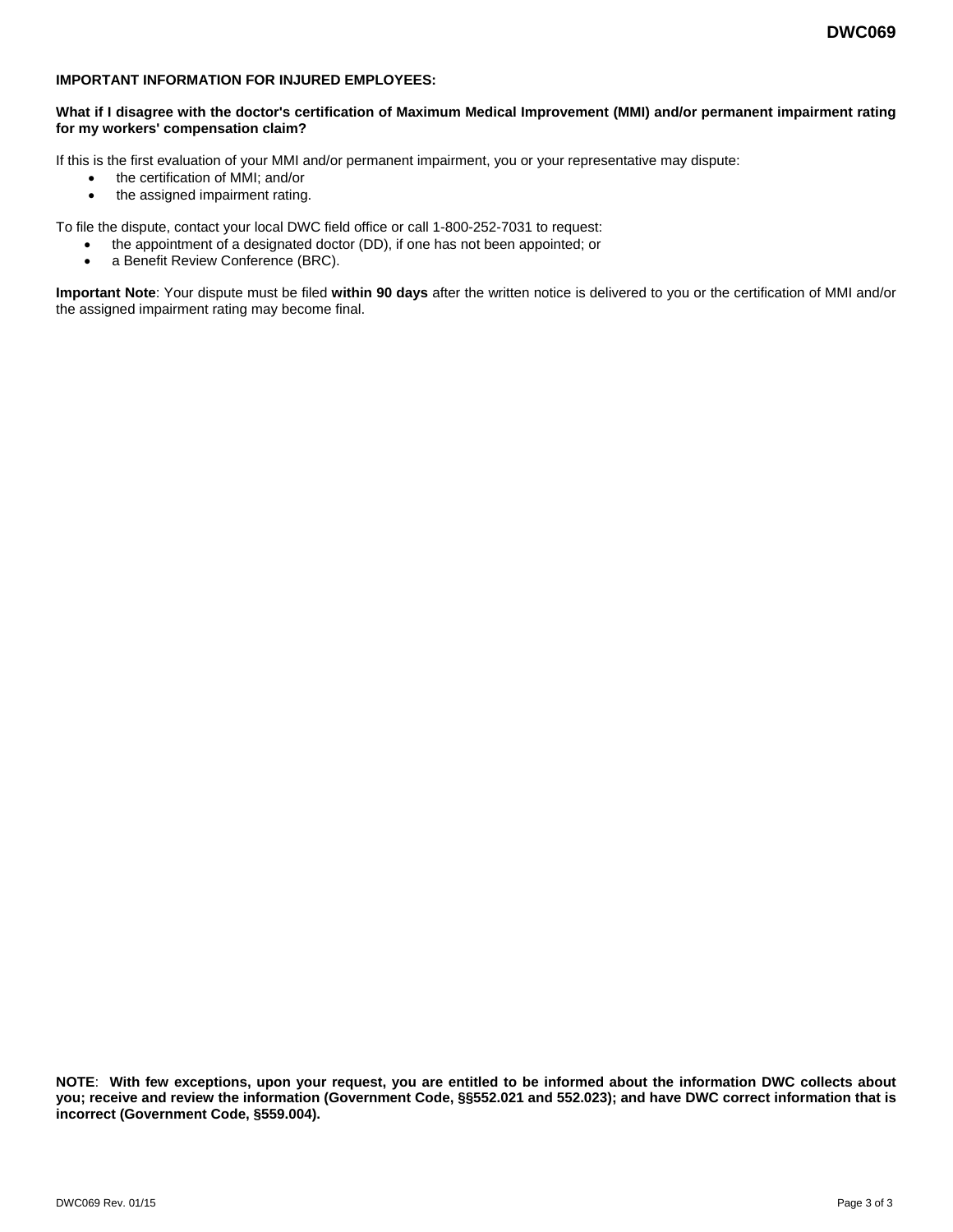**IMPORTANT INFORMATION FOR INJURED EMPLOYEES:**

**What if I disagree with the doctor's certification of Maximum Medical Improvement (MMI) and/or permanent impairment rating for my workers' compensation claim?**

If this is the first evaluation of your MMI and/or permanent impairment, you or your representative may dispute:

- the certification of MMI; and/or
- the assigned impairment rating.

To file the dispute, contact your local DWC field office or call 1-800-252-7031 to request:

- the appointment of a designated doctor (DD), if one has not been appointed; or
- a Benefit Review Conference (BRC).

**Important Note**: Your dispute must be filed **within 90 days** after the written notice is delivered to you or the certification of MMI and/or the assigned impairment rating may become final.

**NOTE**: **With few exceptions, upon your request, you are entitled to be informed about the information DWC collects about you; receive and review the information (Government Code, §§552.021 and 552.023); and have DWC correct information that is incorrect (Government Code, §559.004).**